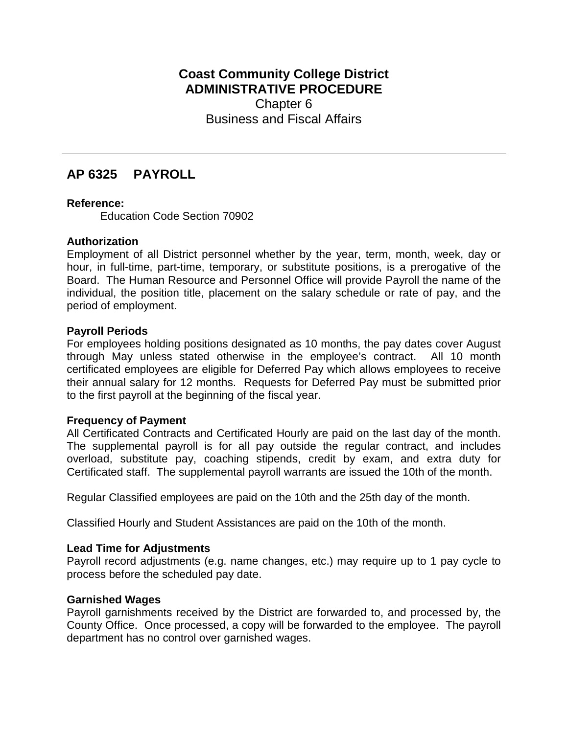# Coast Community College District
# ADMINISTRATIVE PROCEDURE

Chapter 6
Business and Fiscal Affairs

---

## AP 6325 PAYROLL

**Reference:**

Education Code Section 70902

**Authorization**

Employment of all District personnel whether by the year, term, month, week, day or hour, in full-time, part-time, temporary, or substitute positions, is a prerogative of the Board. The Human Resource and Personnel Office will provide Payroll the name of the individual, the position title, placement on the salary schedule or rate of pay, and the period of employment.

**Payroll Periods**

For employees holding positions designated as 10 months, the pay dates cover August through May unless stated otherwise in the employee's contract. All 10 month certificated employees are eligible for Deferred Pay which allows employees to receive their annual salary for 12 months. Requests for Deferred Pay must be submitted prior to the first payroll at the beginning of the fiscal year.

**Frequency of Payment**

All Certificated Contracts and Certificated Hourly are paid on the last day of the month. The supplemental payroll is for all pay outside the regular contract, and includes overload, substitute pay, coaching stipends, credit by exam, and extra duty for Certificated staff. The supplemental payroll warrants are issued the 10th of the month.

Regular Classified employees are paid on the 10th and the 25th day of the month.

Classified Hourly and Student Assistances are paid on the 10th of the month.

**Lead Time for Adjustments**

Payroll record adjustments (e.g. name changes, etc.) may require up to 1 pay cycle to process before the scheduled pay date.

**Garnished Wages**

Payroll garnishments received by the District are forwarded to, and processed by, the County Office. Once processed, a copy will be forwarded to the employee. The payroll department has no control over garnished wages.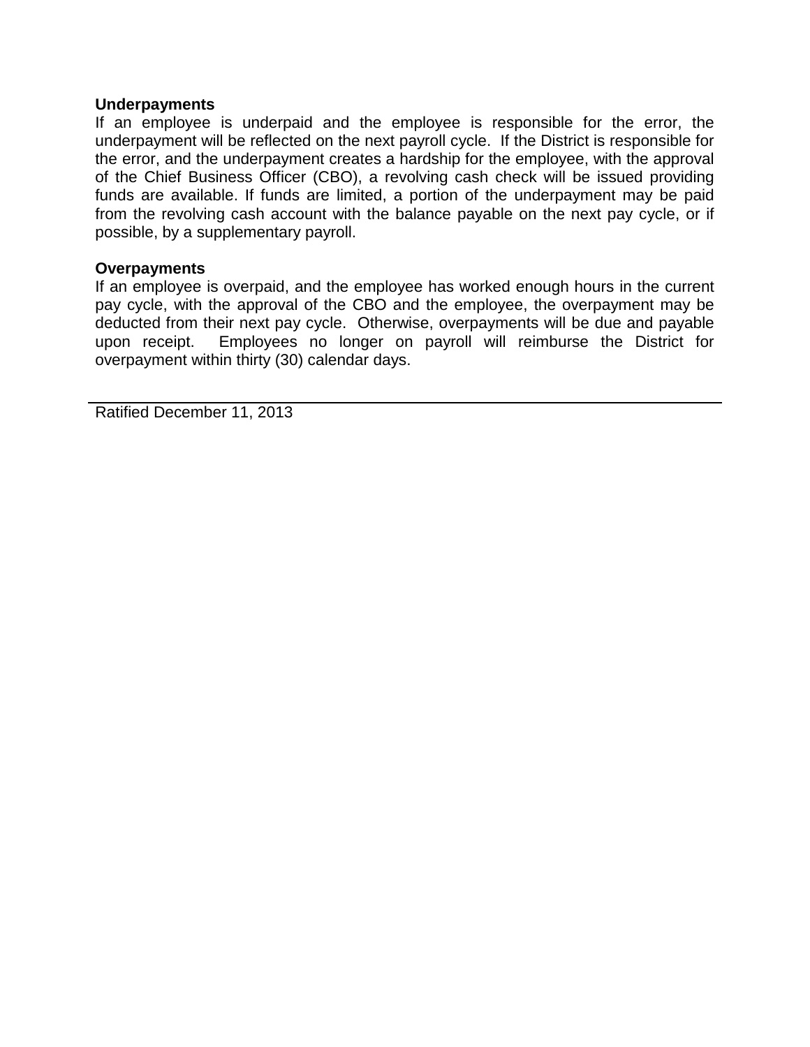**Underpayments**

If an employee is underpaid and the employee is responsible for the error, the underpayment will be reflected on the next payroll cycle. If the District is responsible for the error, and the underpayment creates a hardship for the employee, with the approval of the Chief Business Officer (CBO), a revolving cash check will be issued providing funds are available. If funds are limited, a portion of the underpayment may be paid from the revolving cash account with the balance payable on the next pay cycle, or if possible, by a supplementary payroll.

**Overpayments**

If an employee is overpaid, and the employee has worked enough hours in the current pay cycle, with the approval of the CBO and the employee, the overpayment may be deducted from their next pay cycle. Otherwise, overpayments will be due and payable upon receipt. Employees no longer on payroll will reimburse the District for overpayment within thirty (30) calendar days.

---

Ratified December 11, 2013